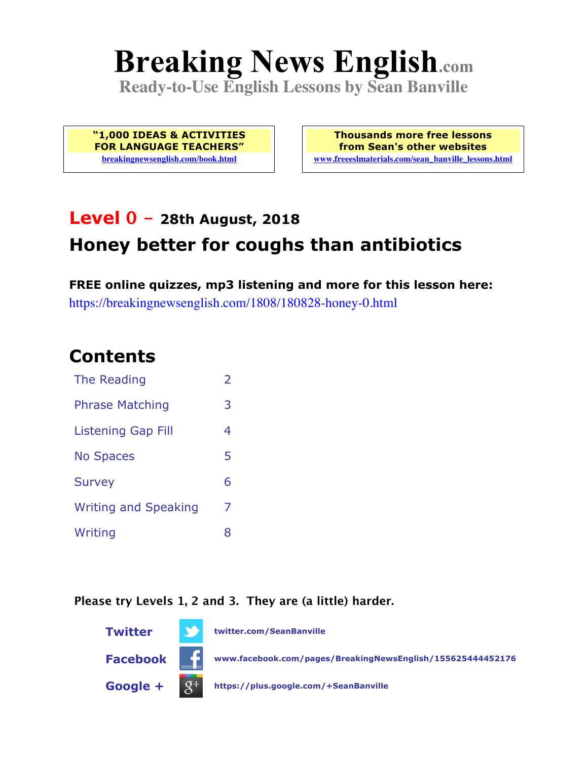# Breaking News English.com

**Ready-to-Use English Lessons by Sean Banville**

**"1,000 IDEAS & ACTIVITIES FOR LANGUAGE TEACHERS"**
breakingnewsenglish.com/book.html

**Thousands more free lessons from Sean's other websites**
www.freeeslmaterials.com/sean_banville_lessons.html

## Level 0 – 28th August, 2018

## Honey better for coughs than antibiotics

**FREE online quizzes, mp3 listening and more for this lesson here:**
https://breakingnewsenglish.com/1808/180828-honey-0.html

## Contents

| | |
|---|---|
| The Reading | 2 |
| Phrase Matching | 3 |
| Listening Gap Fill | 4 |
| No Spaces | 5 |
| Survey | 6 |
| Writing and Speaking | 7 |
| Writing | 8 |

**Please try Levels 1, 2 and 3. They are (a little) harder.**

**Twitter** twitter.com/SeanBanville

**Facebook** www.facebook.com/pages/BreakingNewsEnglish/155625444452176

**Google +** https://plus.google.com/+SeanBanville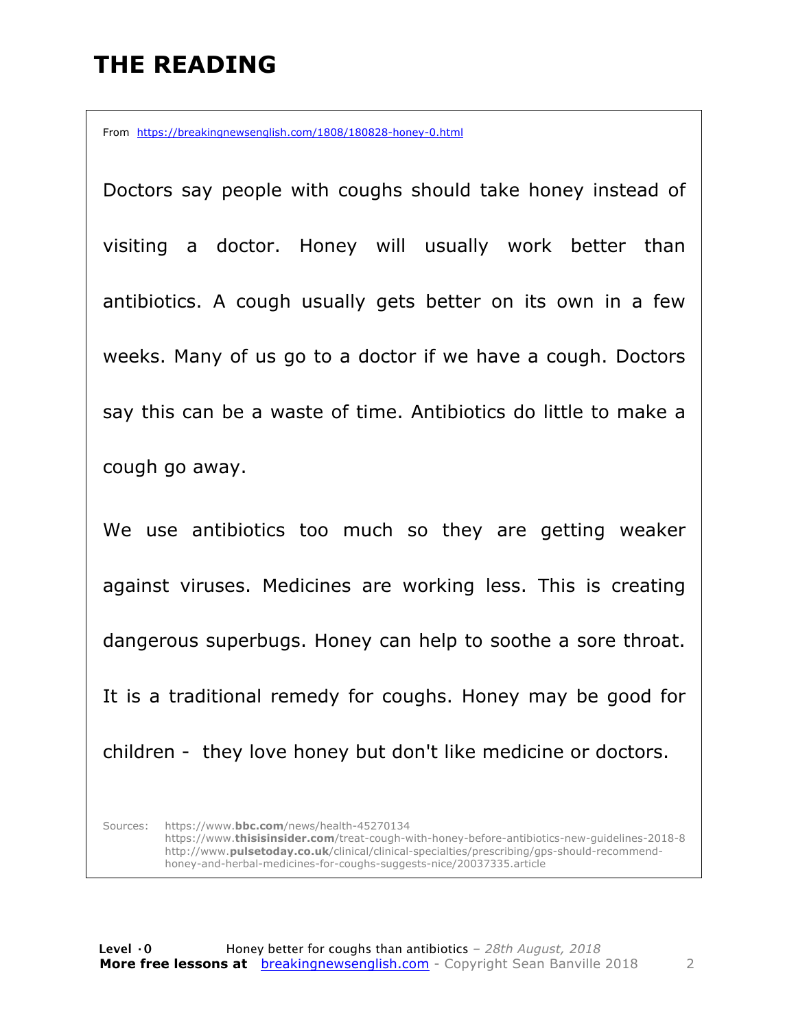# THE READING

From https://breakingnewsenglish.com/1808/180828-honey-0.html

Doctors say people with coughs should take honey instead of visiting a doctor. Honey will usually work better than antibiotics. A cough usually gets better on its own in a few weeks. Many of us go to a doctor if we have a cough. Doctors say this can be a waste of time. Antibiotics do little to make a cough go away.

We use antibiotics too much so they are getting weaker against viruses. Medicines are working less. This is creating dangerous superbugs. Honey can help to soothe a sore throat. It is a traditional remedy for coughs. Honey may be good for children - they love honey but don't like medicine or doctors.

Sources:
https://www.bbc.com/news/health-45270134
https://www.thisisinsider.com/treat-cough-with-honey-before-antibiotics-new-guidelines-2018-8
http://www.pulsetoday.co.uk/clinical/clinical-specialties/prescribing/gps-should-recommend-honey-and-herbal-medicines-for-coughs-suggests-nice/20037335.article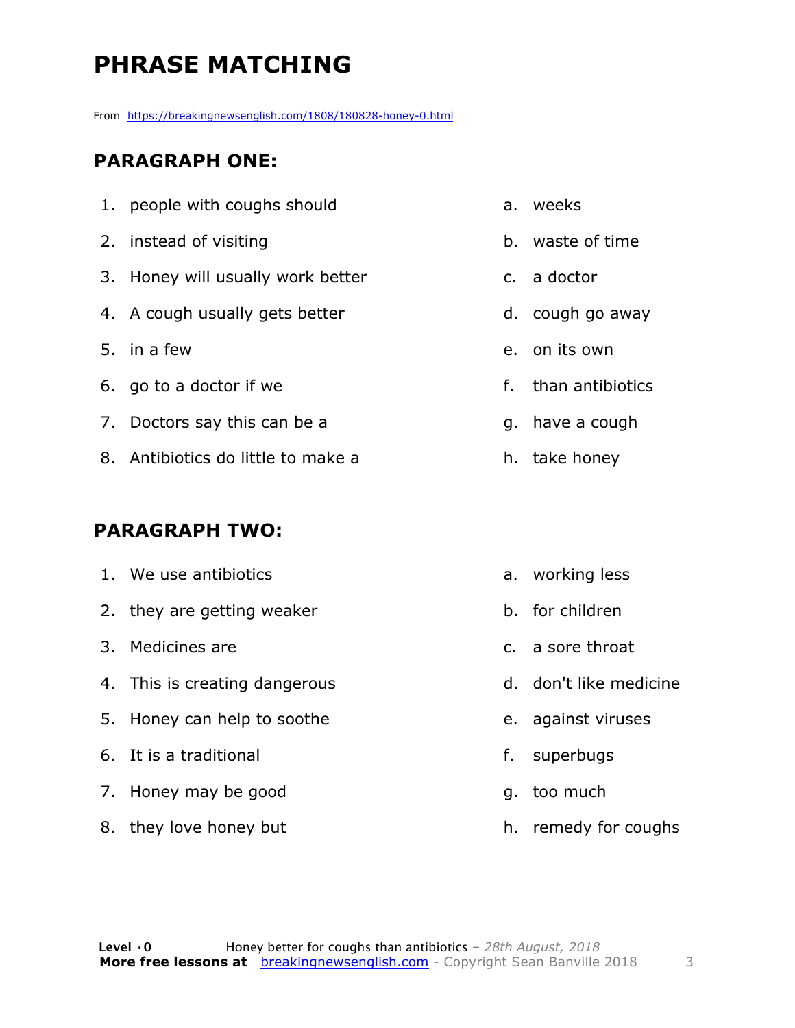# PHRASE MATCHING

From https://breakingnewsenglish.com/1808/180828-honey-0.html

## PARAGRAPH ONE:

| | |
|---|---|
| 1. people with coughs should | a. weeks |
| 2. instead of visiting | b. waste of time |
| 3. Honey will usually work better | c. a doctor |
| 4. A cough usually gets better | d. cough go away |
| 5. in a few | e. on its own |
| 6. go to a doctor if we | f. than antibiotics |
| 7. Doctors say this can be a | g. have a cough |
| 8. Antibiotics do little to make a | h. take honey |

## PARAGRAPH TWO:

| | |
|---|---|
| 1. We use antibiotics | a. working less |
| 2. they are getting weaker | b. for children |
| 3. Medicines are | c. a sore throat |
| 4. This is creating dangerous | d. don't like medicine |
| 5. Honey can help to soothe | e. against viruses |
| 6. It is a traditional | f. superbugs |
| 7. Honey may be good | g. too much |
| 8. they love honey but | h. remedy for coughs |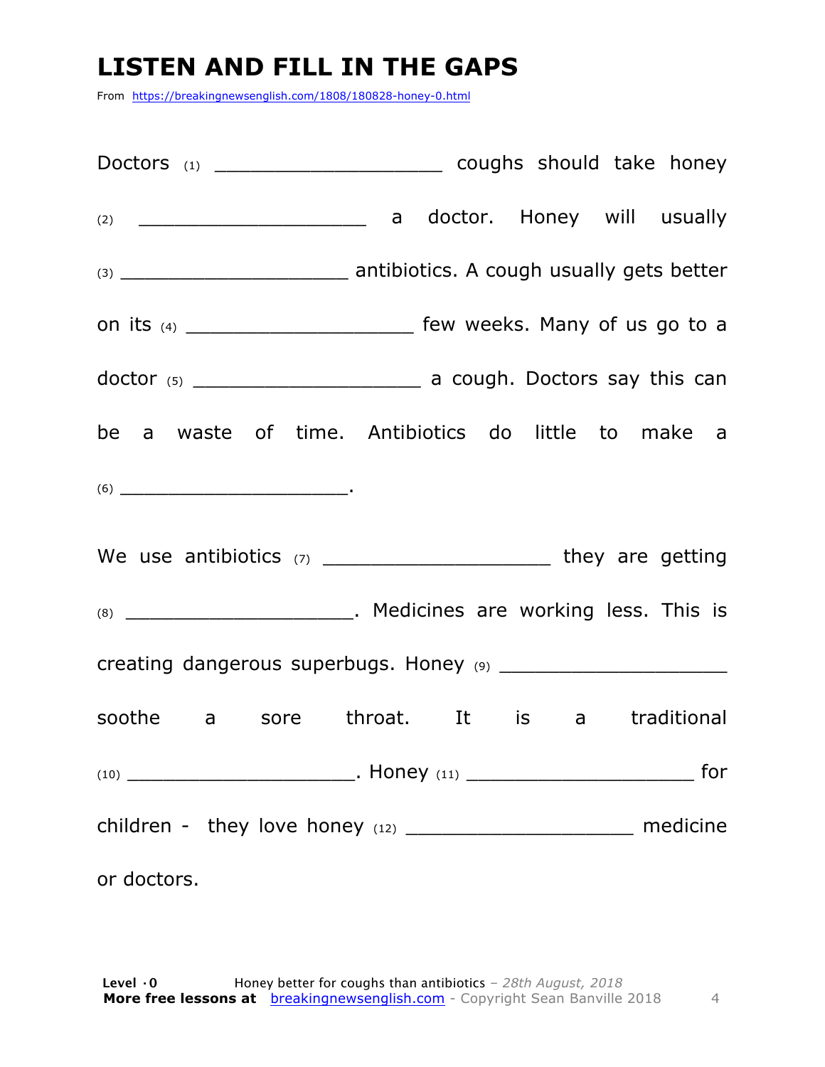# LISTEN AND FILL IN THE GAPS

From https://breakingnewsenglish.com/1808/180828-honey-0.html

Doctors (1) ____________________ coughs should take honey (2) ____________________ a doctor. Honey will usually (3) ____________________ antibiotics. A cough usually gets better on its (4) ____________________ few weeks. Many of us go to a doctor (5) ____________________ a cough. Doctors say this can be a waste of time. Antibiotics do little to make a (6) ____________________.

We use antibiotics (7) ____________________ they are getting (8) ____________________. Medicines are working less. This is creating dangerous superbugs. Honey (9) ____________________ soothe a sore throat. It is a traditional (10) ____________________. Honey (11) ____________________ for children - they love honey (12) ____________________ medicine or doctors.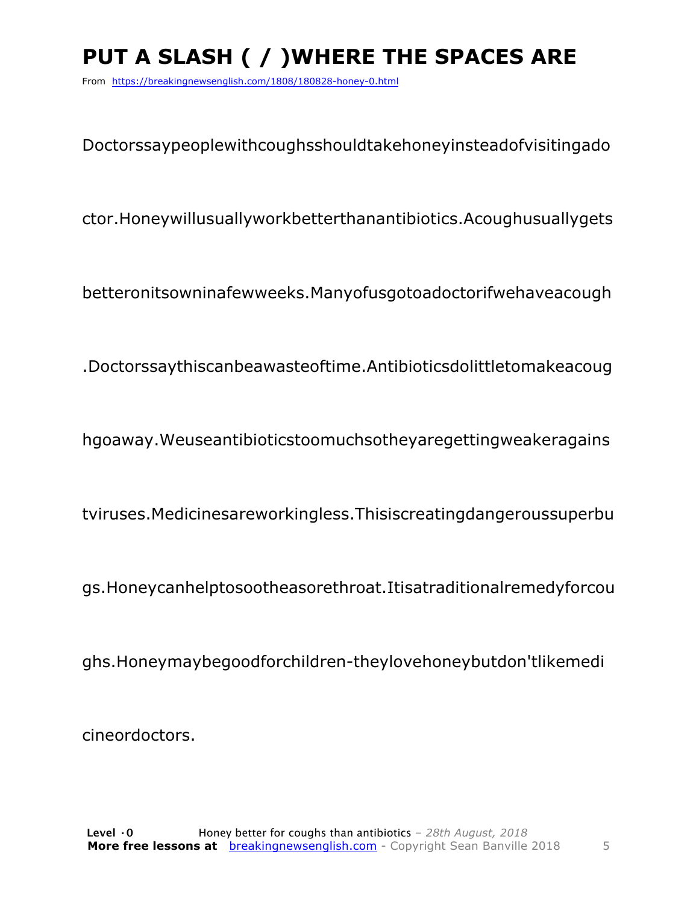# PUT A SLASH ( / )WHERE THE SPACES ARE

From https://breakingnewsenglish.com/1808/180828-honey-0.html

Doctorssaypeoplewithcoughsshouldtakehoneyinsteadofvisitingado

ctor.Honeywillusuallyworkbetterthanantibiotics.Acoughusuallygets

betteronitsowninafewweeks.Manyofusgotoadoctorifwehaveacough

.Doctorssaythiscanbeawasteoftime.Antibioticsdolittletomakeacoug

hgoaway.Weuseantibioticstoomuchsotheyaregettingweakeragains

tviruses.Medicinesareworkingless.Thisiscreatingdangeroussuperbu

gs.Honeycanhelptosootheasorethroat.Itisatraditionalremedyforcou

ghs.Honeymaybegoodforchildren-theylovehoneybutdon'tlikemedi

cineordoctors.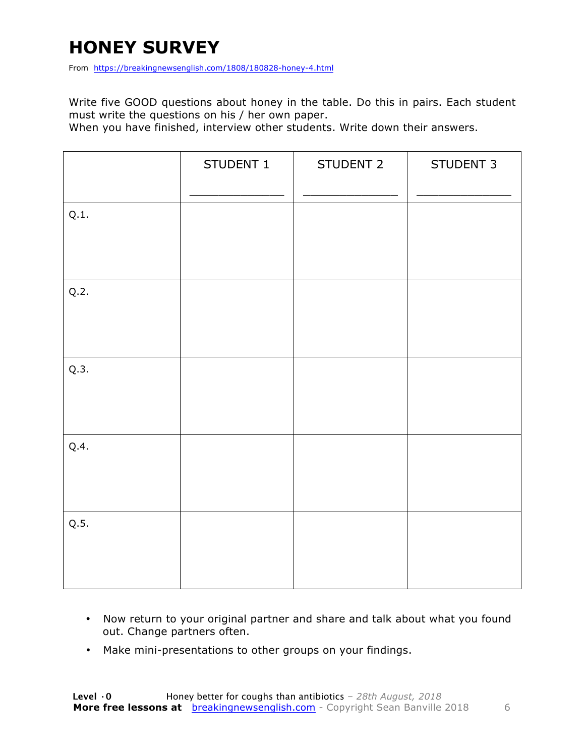# HONEY SURVEY

From https://breakingnewsenglish.com/1808/180828-honey-4.html

Write five GOOD questions about honey in the table. Do this in pairs. Each student must write the questions on his / her own paper.
When you have finished, interview other students. Write down their answers.

| | STUDENT 1<br>_____________ | STUDENT 2<br>_____________ | STUDENT 3<br>_____________ |
|---|---|---|---|
| Q.1. | | | |
| Q.2. | | | |
| Q.3. | | | |
| Q.4. | | | |
| Q.5. | | | |

- Now return to your original partner and share and talk about what you found out. Change partners often.
- Make mini-presentations to other groups on your findings.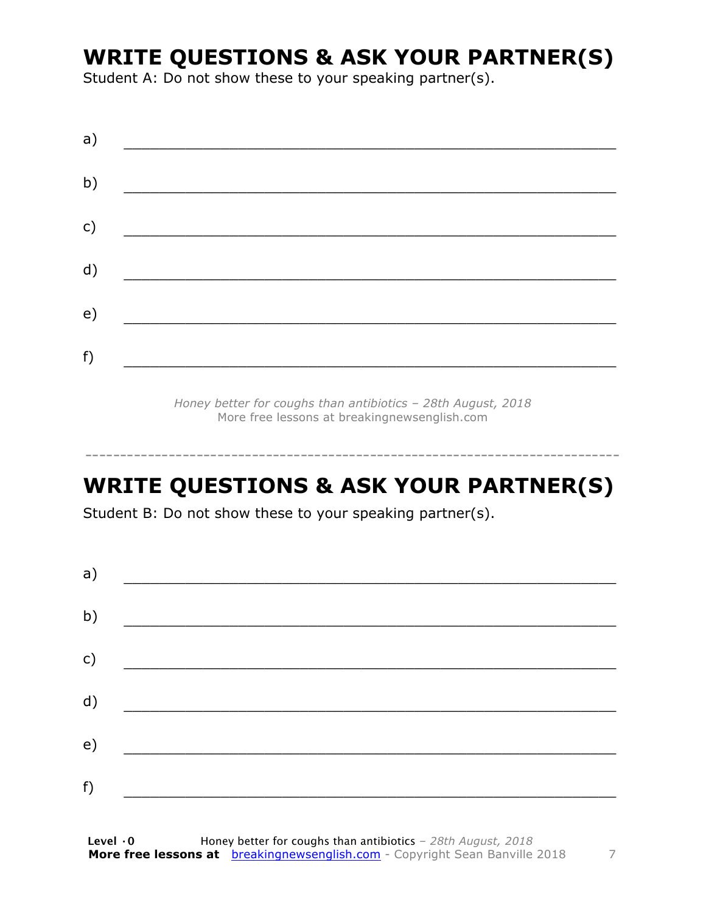# WRITE QUESTIONS & ASK YOUR PARTNER(S)

Student A: Do not show these to your speaking partner(s).

a) ___________________________________________________________

b) ___________________________________________________________

c) ___________________________________________________________

d) ___________________________________________________________

e) ___________________________________________________________

f) ___________________________________________________________

*Honey better for coughs than antibiotics – 28th August, 2018*
More free lessons at breakingnewsenglish.com

---

# WRITE QUESTIONS & ASK YOUR PARTNER(S)

Student B: Do not show these to your speaking partner(s).

a) ___________________________________________________________

b) ___________________________________________________________

c) ___________________________________________________________

d) ___________________________________________________________

e) ___________________________________________________________

f) ___________________________________________________________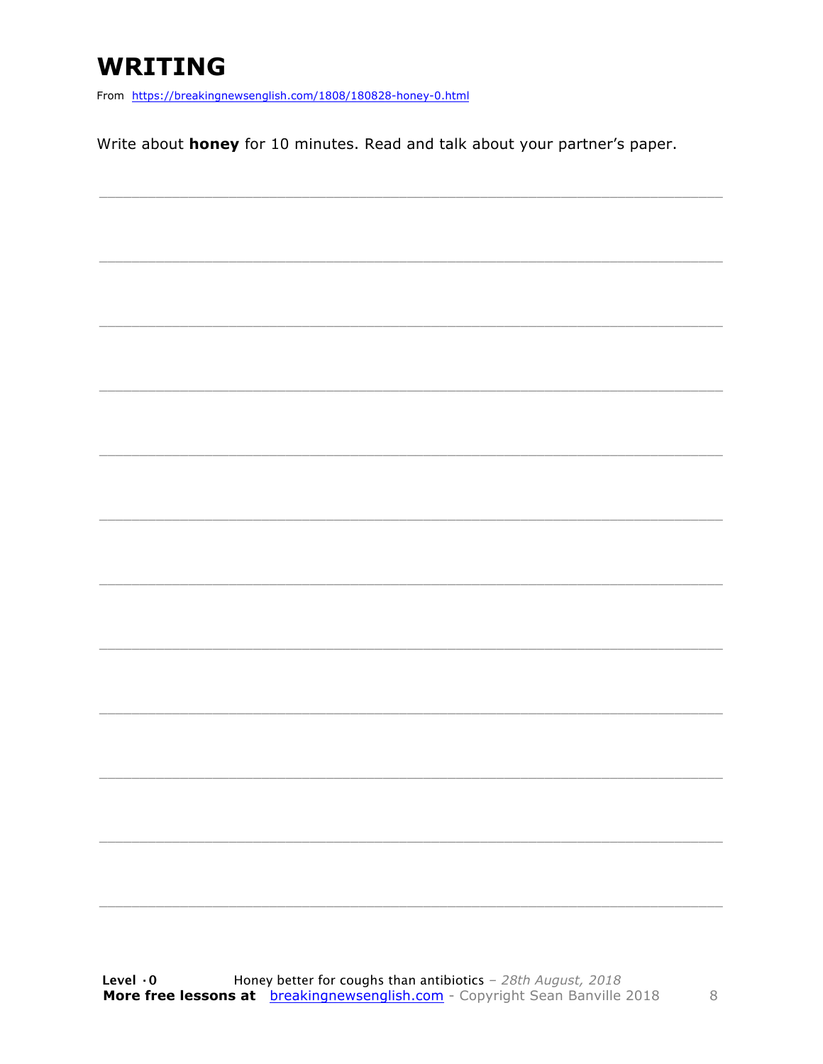# WRITING

From https://breakingnewsenglish.com/1808/180828-honey-0.html

Write about **honey** for 10 minutes. Read and talk about your partner's paper.